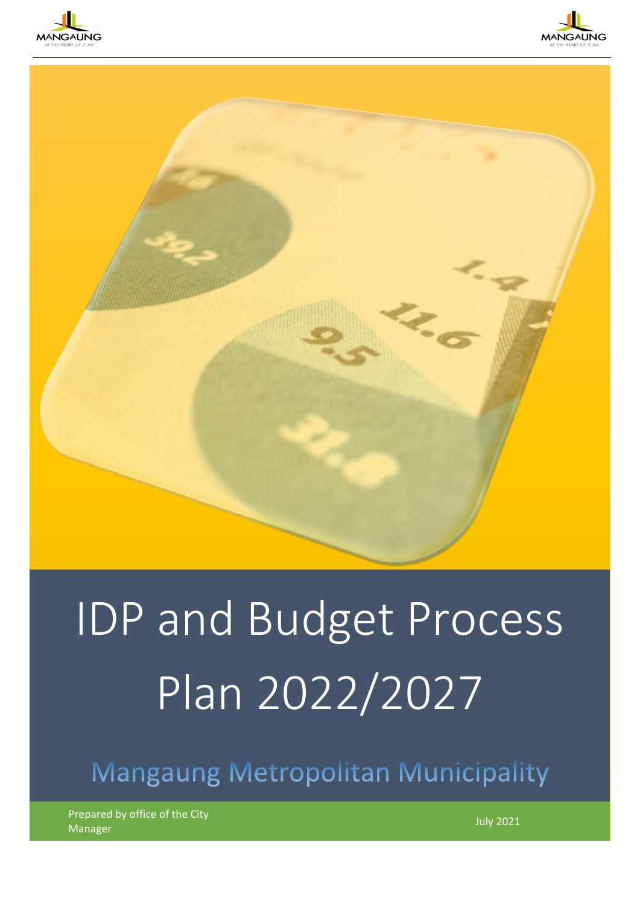# IDP and Budget Process Plan 2022/2027

## Mangaung Metropolitan Municipality

Prepared by office of the City Manager

July 2021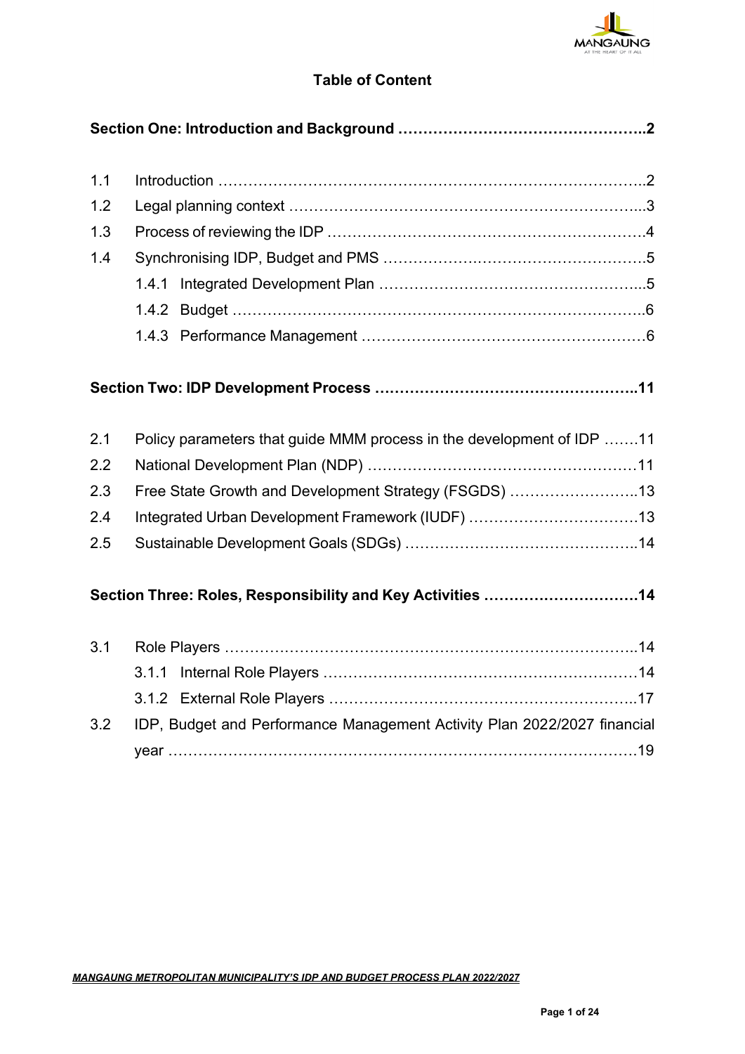# Table of Content

**Section One: Introduction and Background ……………………………………………..2**

1.1 Introduction ………………………………………………………………………..2

1.2 Legal planning context ………………………………………………………………...3

1.3 Process of reviewing the IDP ……………………………………………………….4

1.4 Synchronising IDP, Budget and PMS ……………………………………………….5

  1.4.1 Integrated Development Plan ……………………………………………...5

  1.4.2 Budget …………………………………………………………………………6

  1.4.3 Performance Management …………………………………………………6

**Section Two: IDP Development Process ……………………………………………..11**

2.1 Policy parameters that guide MMM process in the development of IDP …….11

2.2 National Development Plan (NDP) ………………………………………………11

2.3 Free State Growth and Development Strategy (FSGDS) ……………………..13

2.4 Integrated Urban Development Framework (IUDF) ……………………………13

2.5 Sustainable Development Goals (SDGs) ………………………………………..14

**Section Three: Roles, Responsibility and Key Activities ………………………….14**

3.1 Role Players ………………………………………………………………………..14

  3.1.1 Internal Role Players ……………………………………………………14

  3.1.2 External Role Players …………………………………………………..17

3.2 IDP, Budget and Performance Management Activity Plan 2022/2027 financial year ……………………………………………………………………………………19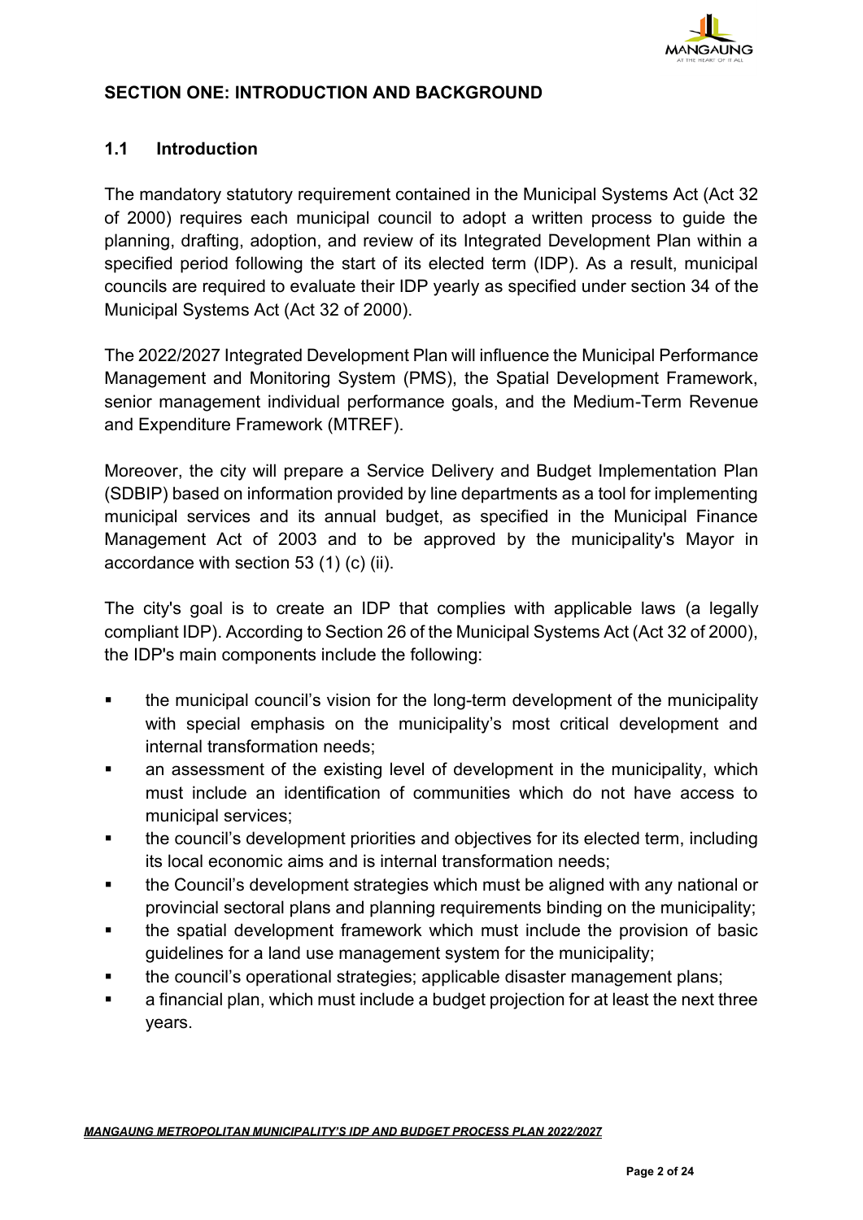## SECTION ONE: INTRODUCTION AND BACKGROUND

### 1.1 Introduction

The mandatory statutory requirement contained in the Municipal Systems Act (Act 32 of 2000) requires each municipal council to adopt a written process to guide the planning, drafting, adoption, and review of its Integrated Development Plan within a specified period following the start of its elected term (IDP). As a result, municipal councils are required to evaluate their IDP yearly as specified under section 34 of the Municipal Systems Act (Act 32 of 2000).

The 2022/2027 Integrated Development Plan will influence the Municipal Performance Management and Monitoring System (PMS), the Spatial Development Framework, senior management individual performance goals, and the Medium-Term Revenue and Expenditure Framework (MTREF).

Moreover, the city will prepare a Service Delivery and Budget Implementation Plan (SDBIP) based on information provided by line departments as a tool for implementing municipal services and its annual budget, as specified in the Municipal Finance Management Act of 2003 and to be approved by the municipality's Mayor in accordance with section 53 (1) (c) (ii).

The city's goal is to create an IDP that complies with applicable laws (a legally compliant IDP). According to Section 26 of the Municipal Systems Act (Act 32 of 2000), the IDP's main components include the following:

- the municipal council's vision for the long-term development of the municipality with special emphasis on the municipality's most critical development and internal transformation needs;
- an assessment of the existing level of development in the municipality, which must include an identification of communities which do not have access to municipal services;
- the council's development priorities and objectives for its elected term, including its local economic aims and is internal transformation needs;
- the Council's development strategies which must be aligned with any national or provincial sectoral plans and planning requirements binding on the municipality;
- the spatial development framework which must include the provision of basic guidelines for a land use management system for the municipality;
- the council's operational strategies; applicable disaster management plans;
- a financial plan, which must include a budget projection for at least the next three years.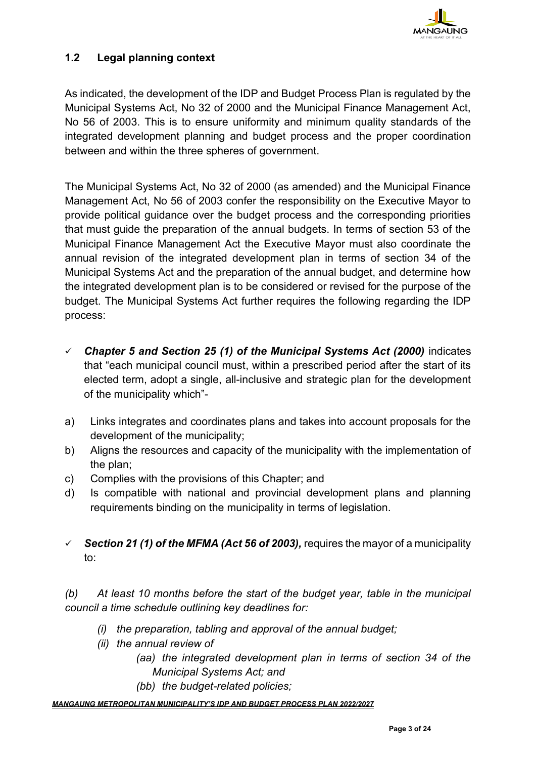## 1.2 Legal planning context

As indicated, the development of the IDP and Budget Process Plan is regulated by the Municipal Systems Act, No 32 of 2000 and the Municipal Finance Management Act, No 56 of 2003. This is to ensure uniformity and minimum quality standards of the integrated development planning and budget process and the proper coordination between and within the three spheres of government.

The Municipal Systems Act, No 32 of 2000 (as amended) and the Municipal Finance Management Act, No 56 of 2003 confer the responsibility on the Executive Mayor to provide political guidance over the budget process and the corresponding priorities that must guide the preparation of the annual budgets. In terms of section 53 of the Municipal Finance Management Act the Executive Mayor must also coordinate the annual revision of the integrated development plan in terms of section 34 of the Municipal Systems Act and the preparation of the annual budget, and determine how the integrated development plan is to be considered or revised for the purpose of the budget. The Municipal Systems Act further requires the following regarding the IDP process:

- ✓ ***Chapter 5 and Section 25 (1) of the Municipal Systems Act (2000)*** indicates that "each municipal council must, within a prescribed period after the start of its elected term, adopt a single, all-inclusive and strategic plan for the development of the municipality which"-

a) Links integrates and coordinates plans and takes into account proposals for the development of the municipality;
b) Aligns the resources and capacity of the municipality with the implementation of the plan;
c) Complies with the provisions of this Chapter; and
d) Is compatible with national and provincial development plans and planning requirements binding on the municipality in terms of legislation.

- ✓ ***Section 21 (1) of the MFMA (Act 56 of 2003),*** requires the mayor of a municipality to:

*(b) At least 10 months before the start of the budget year, table in the municipal council a time schedule outlining key deadlines for:*

*(i) the preparation, tabling and approval of the annual budget;*
*(ii) the annual review of*
*(aa) the integrated development plan in terms of section 34 of the Municipal Systems Act; and*
*(bb) the budget-related policies;*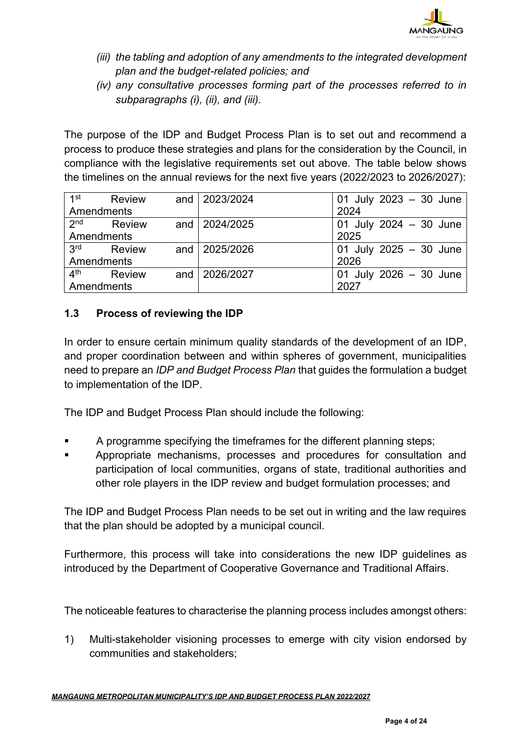*(iii) the tabling and adoption of any amendments to the integrated development plan and the budget-related policies; and*

*(iv) any consultative processes forming part of the processes referred to in subparagraphs (i), (ii), and (iii).*

The purpose of the IDP and Budget Process Plan is to set out and recommend a process to produce these strategies and plans for the consideration by the Council, in compliance with the legislative requirements set out above. The table below shows the timelines on the annual reviews for the next five years (2022/2023 to 2026/2027):

| | | |
|---|---|---|
| 1st Review and Amendments | 2023/2024 | 01 July 2023 – 30 June 2024 |
| 2nd Review and Amendments | 2024/2025 | 01 July 2024 – 30 June 2025 |
| 3rd Review and Amendments | 2025/2026 | 01 July 2025 – 30 June 2026 |
| 4th Review and Amendments | 2026/2027 | 01 July 2026 – 30 June 2027 |

### 1.3 Process of reviewing the IDP

In order to ensure certain minimum quality standards of the development of an IDP, and proper coordination between and within spheres of government, municipalities need to prepare an *IDP and Budget Process Plan* that guides the formulation a budget to implementation of the IDP.

The IDP and Budget Process Plan should include the following:

- A programme specifying the timeframes for the different planning steps;
- Appropriate mechanisms, processes and procedures for consultation and participation of local communities, organs of state, traditional authorities and other role players in the IDP review and budget formulation processes; and

The IDP and Budget Process Plan needs to be set out in writing and the law requires that the plan should be adopted by a municipal council.

Furthermore, this process will take into considerations the new IDP guidelines as introduced by the Department of Cooperative Governance and Traditional Affairs.

The noticeable features to characterise the planning process includes amongst others:

1) Multi-stakeholder visioning processes to emerge with city vision endorsed by communities and stakeholders;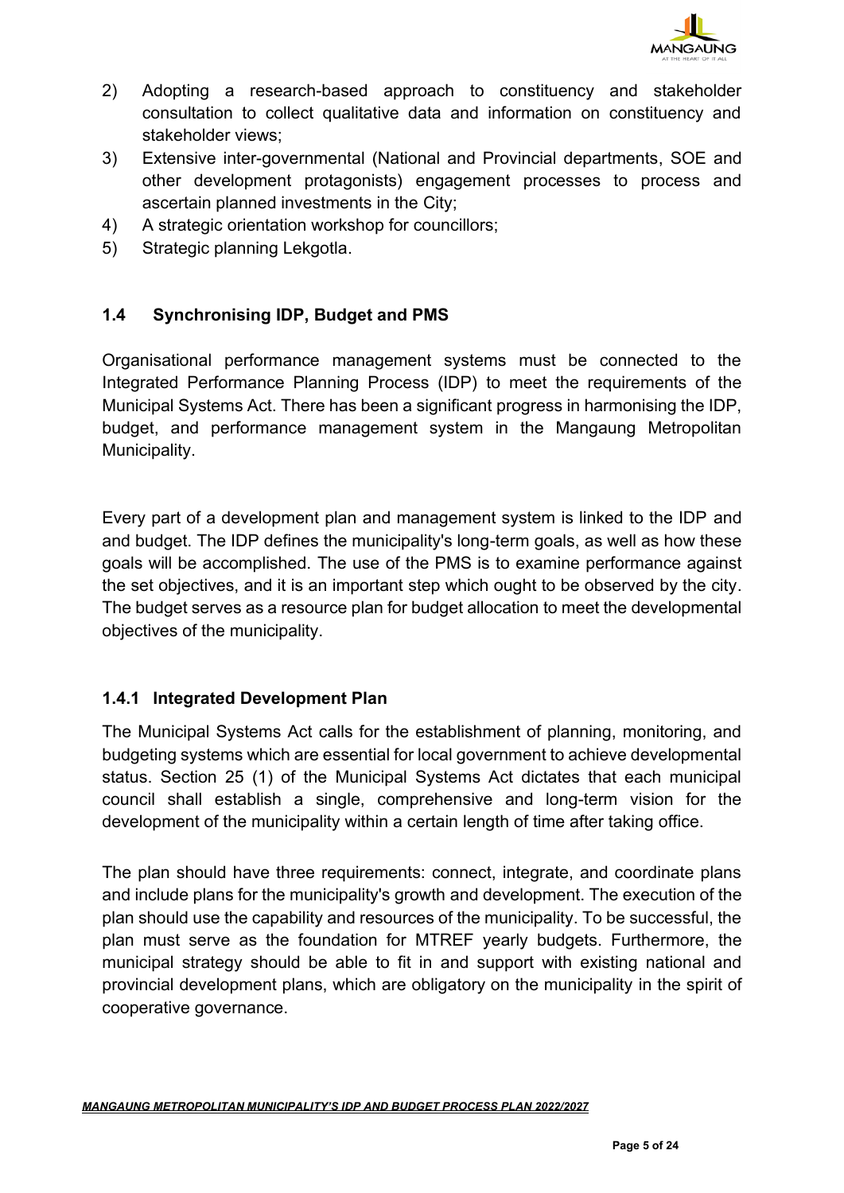2) Adopting a research-based approach to constituency and stakeholder consultation to collect qualitative data and information on constituency and stakeholder views;
3) Extensive inter-governmental (National and Provincial departments, SOE and other development protagonists) engagement processes to process and ascertain planned investments in the City;
4) A strategic orientation workshop for councillors;
5) Strategic planning Lekgotla.

## 1.4 Synchronising IDP, Budget and PMS

Organisational performance management systems must be connected to the Integrated Performance Planning Process (IDP) to meet the requirements of the Municipal Systems Act. There has been a significant progress in harmonising the IDP, budget, and performance management system in the Mangaung Metropolitan Municipality.

Every part of a development plan and management system is linked to the IDP and and budget. The IDP defines the municipality's long-term goals, as well as how these goals will be accomplished. The use of the PMS is to examine performance against the set objectives, and it is an important step which ought to be observed by the city. The budget serves as a resource plan for budget allocation to meet the developmental objectives of the municipality.

### 1.4.1 Integrated Development Plan

The Municipal Systems Act calls for the establishment of planning, monitoring, and budgeting systems which are essential for local government to achieve developmental status. Section 25 (1) of the Municipal Systems Act dictates that each municipal council shall establish a single, comprehensive and long-term vision for the development of the municipality within a certain length of time after taking office.

The plan should have three requirements: connect, integrate, and coordinate plans and include plans for the municipality's growth and development. The execution of the plan should use the capability and resources of the municipality. To be successful, the plan must serve as the foundation for MTREF yearly budgets. Furthermore, the municipal strategy should be able to fit in and support with existing national and provincial development plans, which are obligatory on the municipality in the spirit of cooperative governance.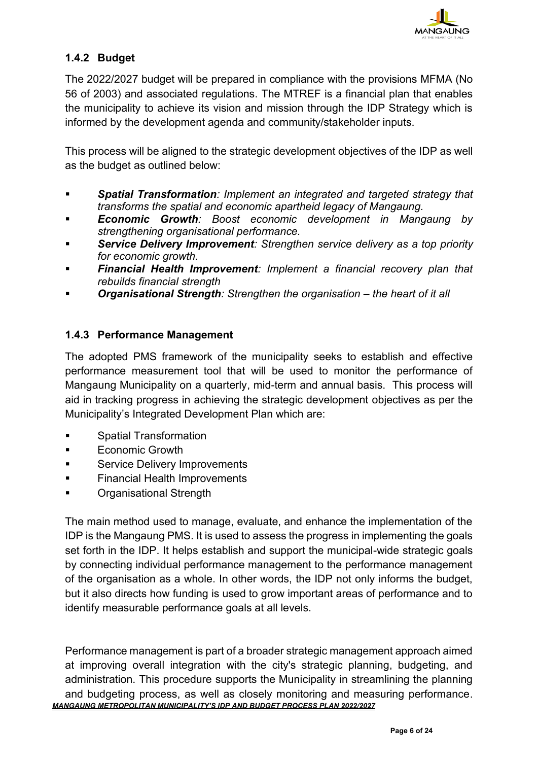### 1.4.2 Budget

The 2022/2027 budget will be prepared in compliance with the provisions MFMA (No 56 of 2003) and associated regulations. The MTREF is a financial plan that enables the municipality to achieve its vision and mission through the IDP Strategy which is informed by the development agenda and community/stakeholder inputs.

This process will be aligned to the strategic development objectives of the IDP as well as the budget as outlined below:

- ***Spatial Transformation****: Implement an integrated and targeted strategy that transforms the spatial and economic apartheid legacy of Mangaung.*
- ***Economic Growth****: Boost economic development in Mangaung by strengthening organisational performance.*
- ***Service Delivery Improvement****: Strengthen service delivery as a top priority for economic growth.*
- ***Financial Health Improvement****: Implement a financial recovery plan that rebuilds financial strength*
- ***Organisational Strength****: Strengthen the organisation – the heart of it all*

### 1.4.3 Performance Management

The adopted PMS framework of the municipality seeks to establish and effective performance measurement tool that will be used to monitor the performance of Mangaung Municipality on a quarterly, mid-term and annual basis. This process will aid in tracking progress in achieving the strategic development objectives as per the Municipality's Integrated Development Plan which are:

- Spatial Transformation
- Economic Growth
- Service Delivery Improvements
- Financial Health Improvements
- Organisational Strength

The main method used to manage, evaluate, and enhance the implementation of the IDP is the Mangaung PMS. It is used to assess the progress in implementing the goals set forth in the IDP. It helps establish and support the municipal-wide strategic goals by connecting individual performance management to the performance management of the organisation as a whole. In other words, the IDP not only informs the budget, but it also directs how funding is used to grow important areas of performance and to identify measurable performance goals at all levels.

Performance management is part of a broader strategic management approach aimed at improving overall integration with the city's strategic planning, budgeting, and administration. This procedure supports the Municipality in streamlining the planning and budgeting process, as well as closely monitoring and measuring performance.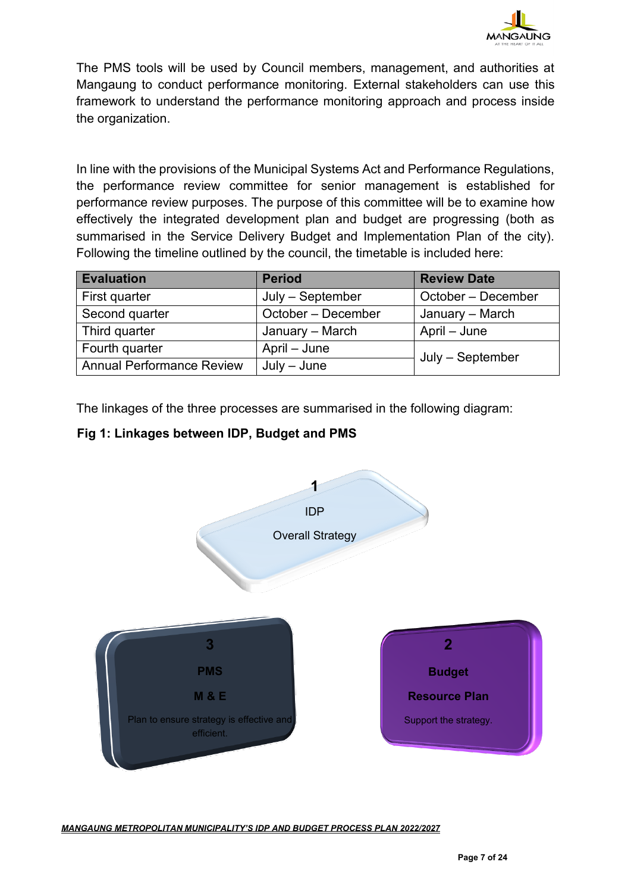The PMS tools will be used by Council members, management, and authorities at Mangaung to conduct performance monitoring. External stakeholders can use this framework to understand the performance monitoring approach and process inside the organization.

In line with the provisions of the Municipal Systems Act and Performance Regulations, the performance review committee for senior management is established for performance review purposes. The purpose of this committee will be to examine how effectively the integrated development plan and budget are progressing (both as summarised in the Service Delivery Budget and Implementation Plan of the city). Following the timeline outlined by the council, the timetable is included here:

| Evaluation | Period | Review Date |
|---|---|---|
| First quarter | July – September | October – December |
| Second quarter | October – December | January – March |
| Third quarter | January – March | April – June |
| Fourth quarter | April – June | July – September |
| Annual Performance Review | July – June | |

The linkages of the three processes are summarised in the following diagram:

**Fig 1: Linkages between IDP, Budget and PMS**

1
IDP
Overall Strategy

3
**PMS**
**M & E**
Plan to ensure strategy is effective and efficient.

2
**Budget**
**Resource Plan**
Support the strategy.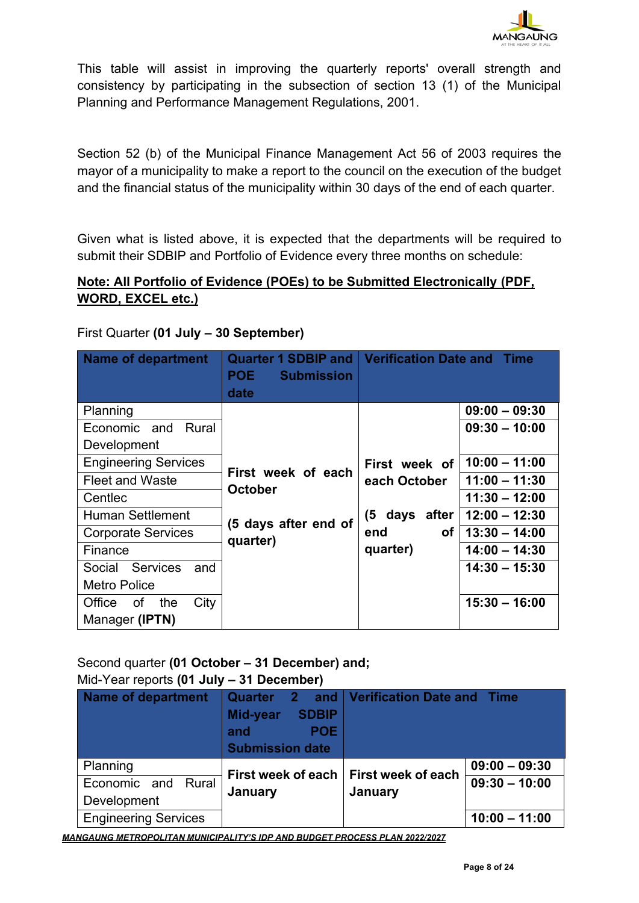This table will assist in improving the quarterly reports' overall strength and consistency by participating in the subsection of section 13 (1) of the Municipal Planning and Performance Management Regulations, 2001.

Section 52 (b) of the Municipal Finance Management Act 56 of 2003 requires the mayor of a municipality to make a report to the council on the execution of the budget and the financial status of the municipality within 30 days of the end of each quarter.

Given what is listed above, it is expected that the departments will be required to submit their SDBIP and Portfolio of Evidence every three months on schedule:

**Note: All Portfolio of Evidence (POEs) to be Submitted Electronically (PDF, WORD, EXCEL etc.)**

First Quarter **(01 July – 30 September)**

| Name of department | Quarter 1 SDBIP and POE Submission date | Verification Date and Time | |
|---|---|---|---|
| Planning | First week of each October (5 days after end of quarter) | First week of each October (5 days after end of quarter) | 09:00 – 09:30 |
| Economic and Rural Development | | | 09:30 – 10:00 |
| Engineering Services | | | 10:00 – 11:00 |
| Fleet and Waste | | | 11:00 – 11:30 |
| Centlec | | | 11:30 – 12:00 |
| Human Settlement | | | 12:00 – 12:30 |
| Corporate Services | | | 13:30 – 14:00 |
| Finance | | | 14:00 – 14:30 |
| Social Services and Metro Police | | | 14:30 – 15:30 |
| Office of the City Manager **(IPTN)** | | | 15:30 – 16:00 |

Second quarter **(01 October – 31 December) and;**
Mid-Year reports **(01 July – 31 December)**

| Name of department | Quarter 2 and Mid-year SDBIP and POE Submission date | Verification Date and Time | |
|---|---|---|---|
| Planning | First week of each January | First week of each January | 09:00 – 09:30 |
| Economic and Rural Development | | | 09:30 – 10:00 |
| Engineering Services | | | 10:00 – 11:00 |

*MANGAUNG METROPOLITAN MUNICIPALITY'S IDP AND BUDGET PROCESS PLAN 2022/2027*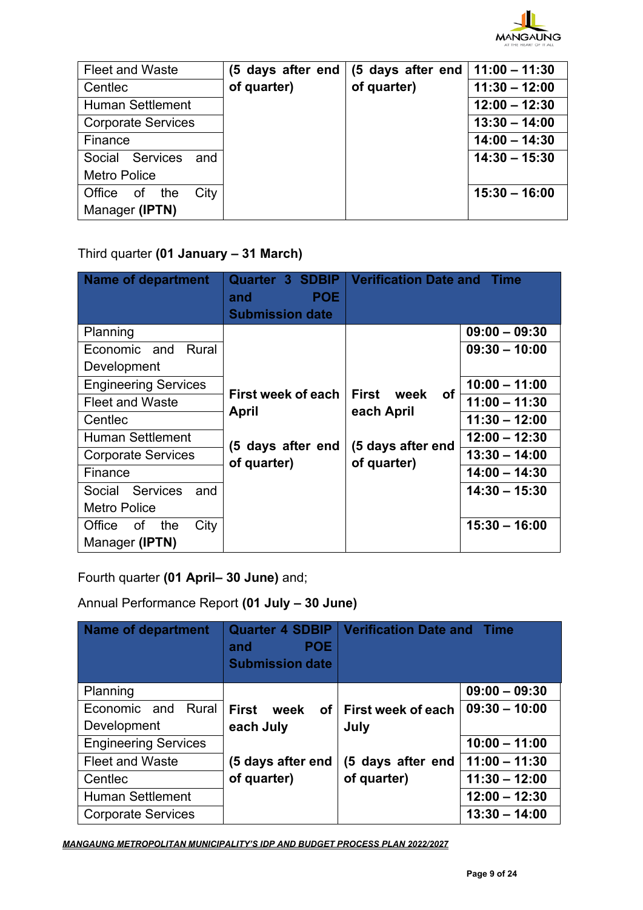| Fleet and Waste | (5 days after end of quarter) | (5 days after end of quarter) | 11:00 – 11:30 |
|---|---|---|---|
| Centlec | | | 11:30 – 12:00 |
| Human Settlement | | | 12:00 – 12:30 |
| Corporate Services | | | 13:30 – 14:00 |
| Finance | | | 14:00 – 14:30 |
| Social Services and Metro Police | | | 14:30 – 15:30 |
| Office of the City Manager **(IPTN)** | | | 15:30 – 16:00 |

Third quarter **(01 January – 31 March)**

| Name of department | Quarter 3 SDBIP and POE Submission date | Verification Date and Time | |
|---|---|---|---|
| Planning | First week of each April<br><br>(5 days after end of quarter) | First week of each April<br><br>(5 days after end of quarter) | 09:00 – 09:30 |
| Economic and Rural Development | | | 09:30 – 10:00 |
| Engineering Services | | | 10:00 – 11:00 |
| Fleet and Waste | | | 11:00 – 11:30 |
| Centlec | | | 11:30 – 12:00 |
| Human Settlement | | | 12:00 – 12:30 |
| Corporate Services | | | 13:30 – 14:00 |
| Finance | | | 14:00 – 14:30 |
| Social Services and Metro Police | | | 14:30 – 15:30 |
| Office of the City Manager **(IPTN)** | | | 15:30 – 16:00 |

Fourth quarter **(01 April– 30 June)** and;

Annual Performance Report **(01 July – 30 June)**

| Name of department | Quarter 4 SDBIP and POE Submission date | Verification Date and Time | |
|---|---|---|---|
| Planning | First week of each July<br><br>(5 days after end of quarter) | First week of each July<br><br>(5 days after end of quarter) | 09:00 – 09:30 |
| Economic and Rural Development | | | 09:30 – 10:00 |
| Engineering Services | | | 10:00 – 11:00 |
| Fleet and Waste | | | 11:00 – 11:30 |
| Centlec | | | 11:30 – 12:00 |
| Human Settlement | | | 12:00 – 12:30 |
| Corporate Services | | | 13:30 – 14:00 |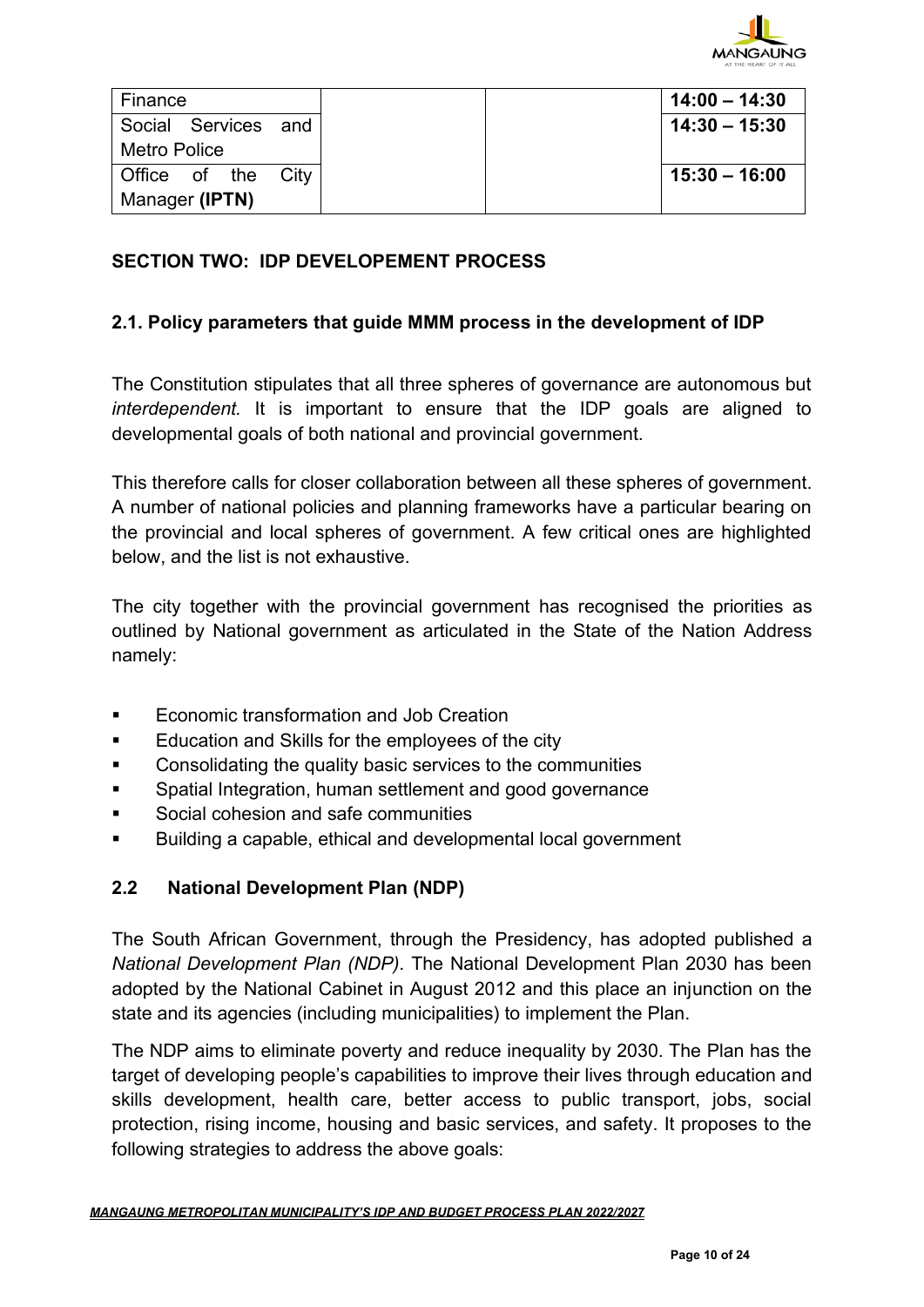| Finance | | | **14:00 – 14:30** |
|---|---|---|---|
| Social Services and Metro Police | | | **14:30 – 15:30** |
| Office of the City Manager **(IPTN)** | | | **15:30 – 16:00** |

## SECTION TWO: IDP DEVELOPEMENT PROCESS

### 2.1. Policy parameters that guide MMM process in the development of IDP

The Constitution stipulates that all three spheres of governance are autonomous but *interdependent.* It is important to ensure that the IDP goals are aligned to developmental goals of both national and provincial government.

This therefore calls for closer collaboration between all these spheres of government. A number of national policies and planning frameworks have a particular bearing on the provincial and local spheres of government. A few critical ones are highlighted below, and the list is not exhaustive.

The city together with the provincial government has recognised the priorities as outlined by National government as articulated in the State of the Nation Address namely:

- Economic transformation and Job Creation
- Education and Skills for the employees of the city
- Consolidating the quality basic services to the communities
- Spatial Integration, human settlement and good governance
- Social cohesion and safe communities
- Building a capable, ethical and developmental local government

### 2.2 National Development Plan (NDP)

The South African Government, through the Presidency, has adopted published a *National Development Plan (NDP)*. The National Development Plan 2030 has been adopted by the National Cabinet in August 2012 and this place an injunction on the state and its agencies (including municipalities) to implement the Plan.

The NDP aims to eliminate poverty and reduce inequality by 2030. The Plan has the target of developing people's capabilities to improve their lives through education and skills development, health care, better access to public transport, jobs, social protection, rising income, housing and basic services, and safety. It proposes to the following strategies to address the above goals: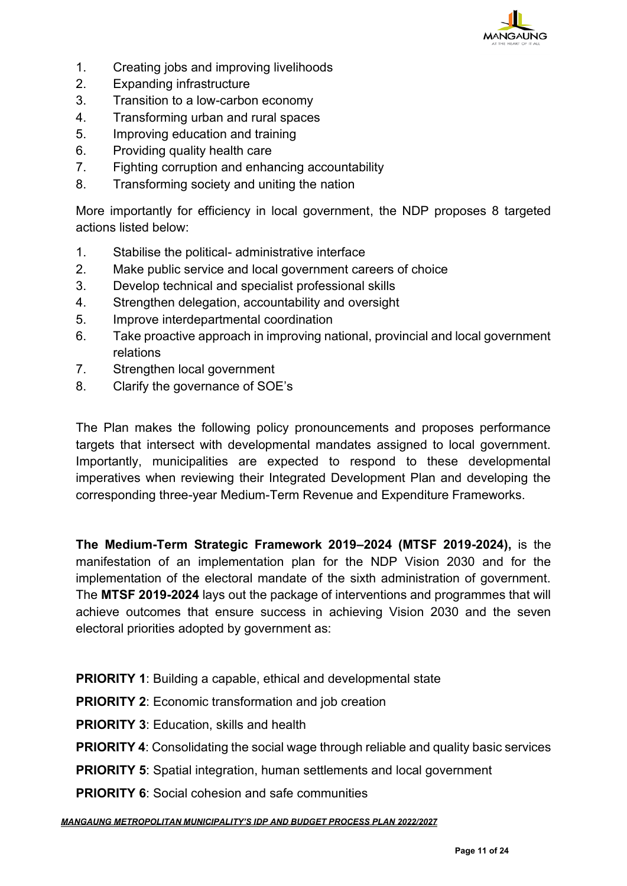1. Creating jobs and improving livelihoods
2. Expanding infrastructure
3. Transition to a low-carbon economy
4. Transforming urban and rural spaces
5. Improving education and training
6. Providing quality health care
7. Fighting corruption and enhancing accountability
8. Transforming society and uniting the nation

More importantly for efficiency in local government, the NDP proposes 8 targeted actions listed below:

1. Stabilise the political- administrative interface
2. Make public service and local government careers of choice
3. Develop technical and specialist professional skills
4. Strengthen delegation, accountability and oversight
5. Improve interdepartmental coordination
6. Take proactive approach in improving national, provincial and local government relations
7. Strengthen local government
8. Clarify the governance of SOE's

The Plan makes the following policy pronouncements and proposes performance targets that intersect with developmental mandates assigned to local government. Importantly, municipalities are expected to respond to these developmental imperatives when reviewing their Integrated Development Plan and developing the corresponding three-year Medium-Term Revenue and Expenditure Frameworks.

**The Medium-Term Strategic Framework 2019–2024 (MTSF 2019-2024),** is the manifestation of an implementation plan for the NDP Vision 2030 and for the implementation of the electoral mandate of the sixth administration of government. The **MTSF 2019-2024** lays out the package of interventions and programmes that will achieve outcomes that ensure success in achieving Vision 2030 and the seven electoral priorities adopted by government as:

**PRIORITY 1**: Building a capable, ethical and developmental state

**PRIORITY 2**: Economic transformation and job creation

**PRIORITY 3**: Education, skills and health

**PRIORITY 4**: Consolidating the social wage through reliable and quality basic services

**PRIORITY 5**: Spatial integration, human settlements and local government

**PRIORITY 6**: Social cohesion and safe communities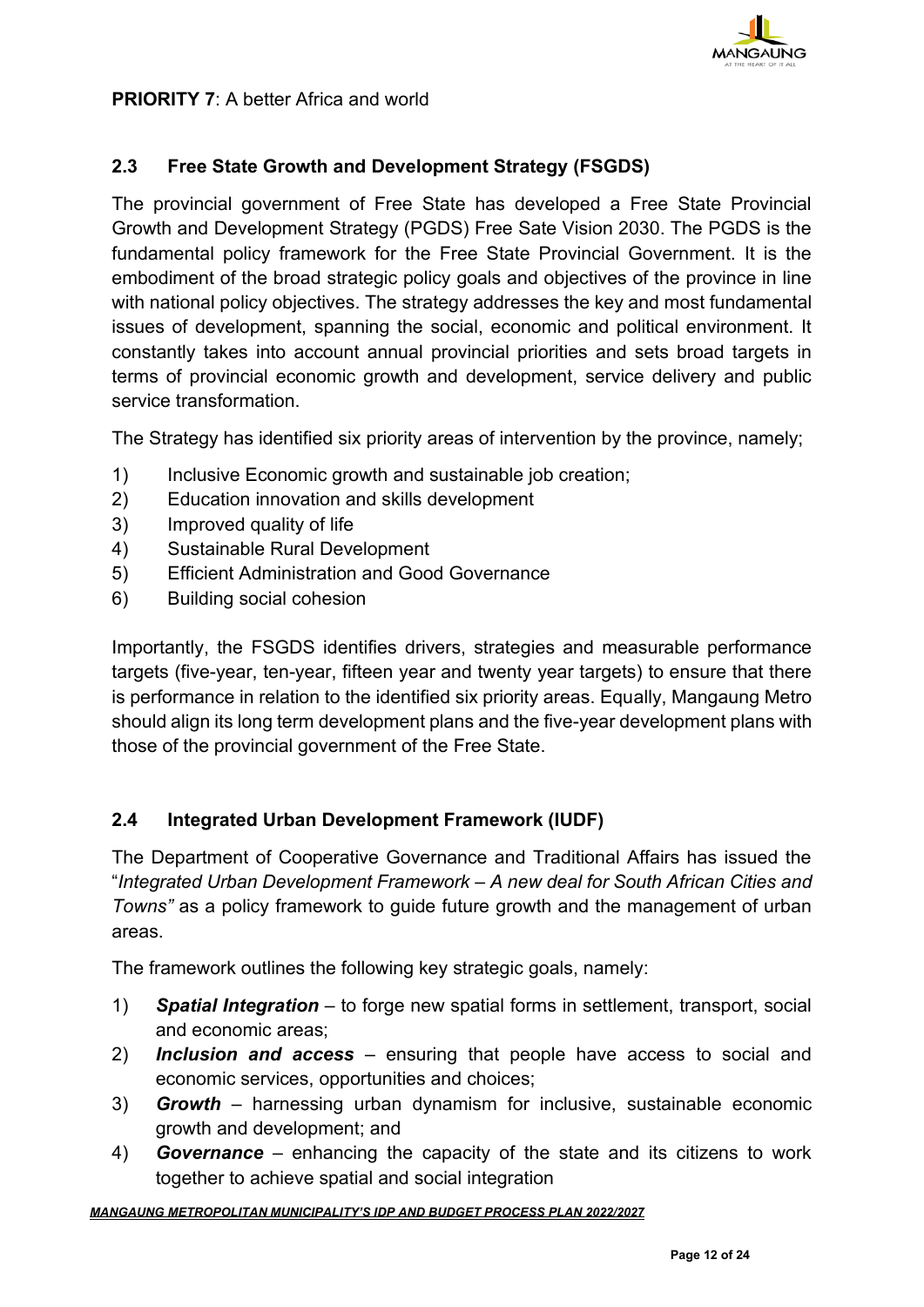**PRIORITY 7**: A better Africa and world

## 2.3 Free State Growth and Development Strategy (FSGDS)

The provincial government of Free State has developed a Free State Provincial Growth and Development Strategy (PGDS) Free Sate Vision 2030. The PGDS is the fundamental policy framework for the Free State Provincial Government. It is the embodiment of the broad strategic policy goals and objectives of the province in line with national policy objectives. The strategy addresses the key and most fundamental issues of development, spanning the social, economic and political environment. It constantly takes into account annual provincial priorities and sets broad targets in terms of provincial economic growth and development, service delivery and public service transformation.

The Strategy has identified six priority areas of intervention by the province, namely;

1) Inclusive Economic growth and sustainable job creation;
2) Education innovation and skills development
3) Improved quality of life
4) Sustainable Rural Development
5) Efficient Administration and Good Governance
6) Building social cohesion

Importantly, the FSGDS identifies drivers, strategies and measurable performance targets (five-year, ten-year, fifteen year and twenty year targets) to ensure that there is performance in relation to the identified six priority areas. Equally, Mangaung Metro should align its long term development plans and the five-year development plans with those of the provincial government of the Free State.

## 2.4 Integrated Urban Development Framework (IUDF)

The Department of Cooperative Governance and Traditional Affairs has issued the "*Integrated Urban Development Framework – A new deal for South African Cities and Towns"* as a policy framework to guide future growth and the management of urban areas.

The framework outlines the following key strategic goals, namely:

1) ***Spatial Integration*** – to forge new spatial forms in settlement, transport, social and economic areas;
2) ***Inclusion and access*** – ensuring that people have access to social and economic services, opportunities and choices;
3) ***Growth*** – harnessing urban dynamism for inclusive, sustainable economic growth and development; and
4) ***Governance*** – enhancing the capacity of the state and its citizens to work together to achieve spatial and social integration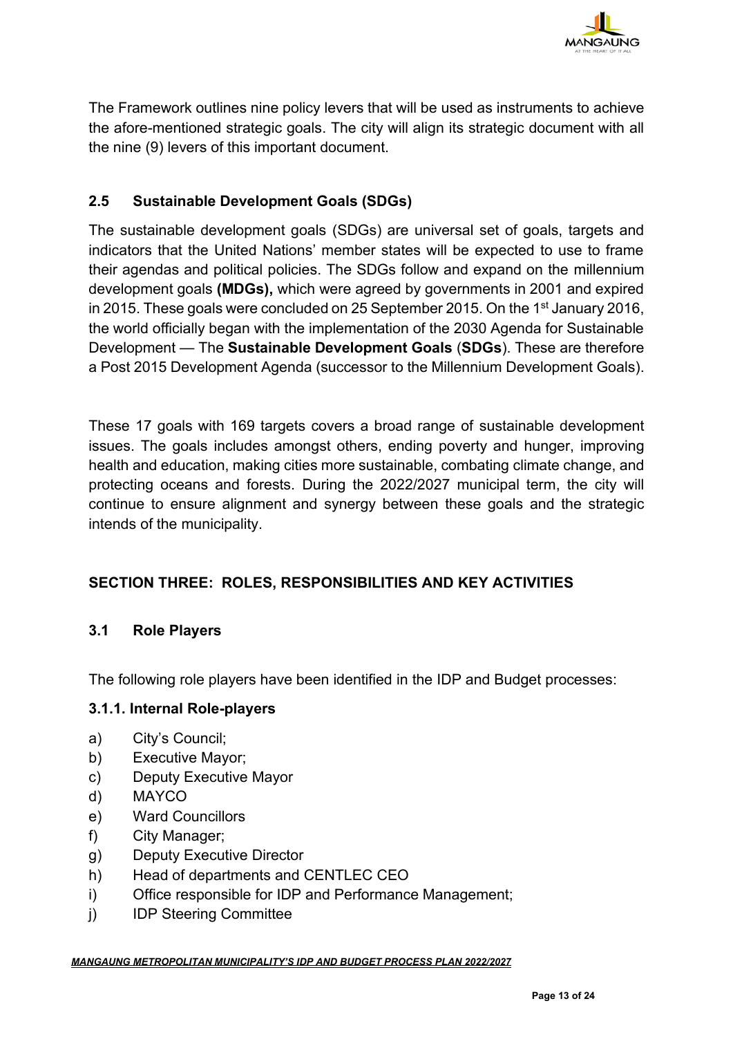The Framework outlines nine policy levers that will be used as instruments to achieve the afore-mentioned strategic goals. The city will align its strategic document with all the nine (9) levers of this important document.

## 2.5 Sustainable Development Goals (SDGs)

The sustainable development goals (SDGs) are universal set of goals, targets and indicators that the United Nations' member states will be expected to use to frame their agendas and political policies. The SDGs follow and expand on the millennium development goals **(MDGs),** which were agreed by governments in 2001 and expired in 2015. These goals were concluded on 25 September 2015. On the 1st January 2016, the world officially began with the implementation of the 2030 Agenda for Sustainable Development — The **Sustainable Development Goals** (**SDGs**). These are therefore a Post 2015 Development Agenda (successor to the Millennium Development Goals).

These 17 goals with 169 targets covers a broad range of sustainable development issues. The goals includes amongst others, ending poverty and hunger, improving health and education, making cities more sustainable, combating climate change, and protecting oceans and forests. During the 2022/2027 municipal term, the city will continue to ensure alignment and synergy between these goals and the strategic intends of the municipality.

# SECTION THREE: ROLES, RESPONSIBILITIES AND KEY ACTIVITIES

## 3.1 Role Players

The following role players have been identified in the IDP and Budget processes:

### 3.1.1. Internal Role-players

a) City's Council;
b) Executive Mayor;
c) Deputy Executive Mayor
d) MAYCO
e) Ward Councillors
f) City Manager;
g) Deputy Executive Director
h) Head of departments and CENTLEC CEO
i) Office responsible for IDP and Performance Management;
j) IDP Steering Committee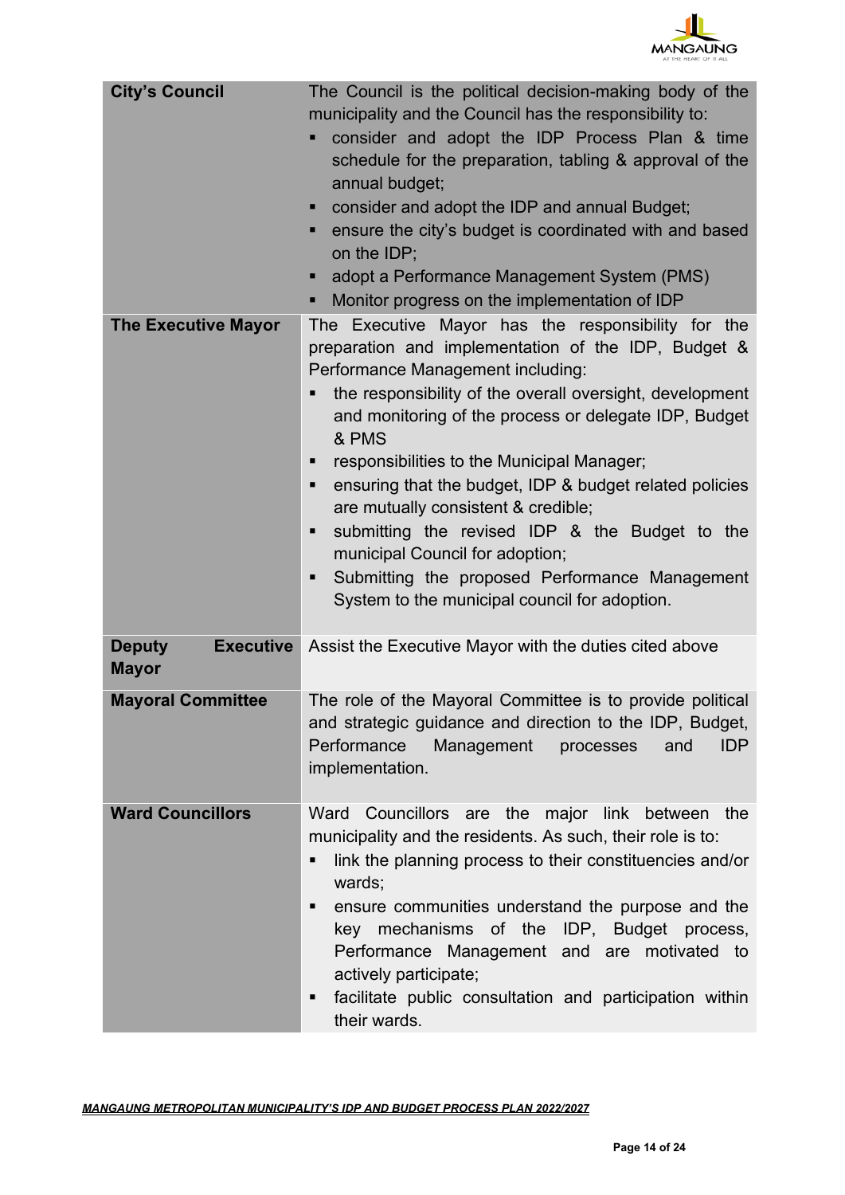| | |
|---|---|
| **City's Council** | The Council is the political decision-making body of the municipality and the Council has the responsibility to:<br>▪ consider and adopt the IDP Process Plan & time schedule for the preparation, tabling & approval of the annual budget;<br>▪ consider and adopt the IDP and annual Budget;<br>▪ ensure the city's budget is coordinated with and based on the IDP;<br>▪ adopt a Performance Management System (PMS)<br>▪ Monitor progress on the implementation of IDP |
| **The Executive Mayor** | The Executive Mayor has the responsibility for the preparation and implementation of the IDP, Budget & Performance Management including:<br>▪ the responsibility of the overall oversight, development and monitoring of the process or delegate IDP, Budget & PMS<br>▪ responsibilities to the Municipal Manager;<br>▪ ensuring that the budget, IDP & budget related policies are mutually consistent & credible;<br>▪ submitting the revised IDP & the Budget to the municipal Council for adoption;<br>▪ Submitting the proposed Performance Management System to the municipal council for adoption. |
| **Deputy Executive Mayor** | Assist the Executive Mayor with the duties cited above |
| **Mayoral Committee** | The role of the Mayoral Committee is to provide political and strategic guidance and direction to the IDP, Budget, Performance Management processes and IDP implementation. |
| **Ward Councillors** | Ward Councillors are the major link between the municipality and the residents. As such, their role is to:<br>▪ link the planning process to their constituencies and/or wards;<br>▪ ensure communities understand the purpose and the key mechanisms of the IDP, Budget process, Performance Management and are motivated to actively participate;<br>▪ facilitate public consultation and participation within their wards. |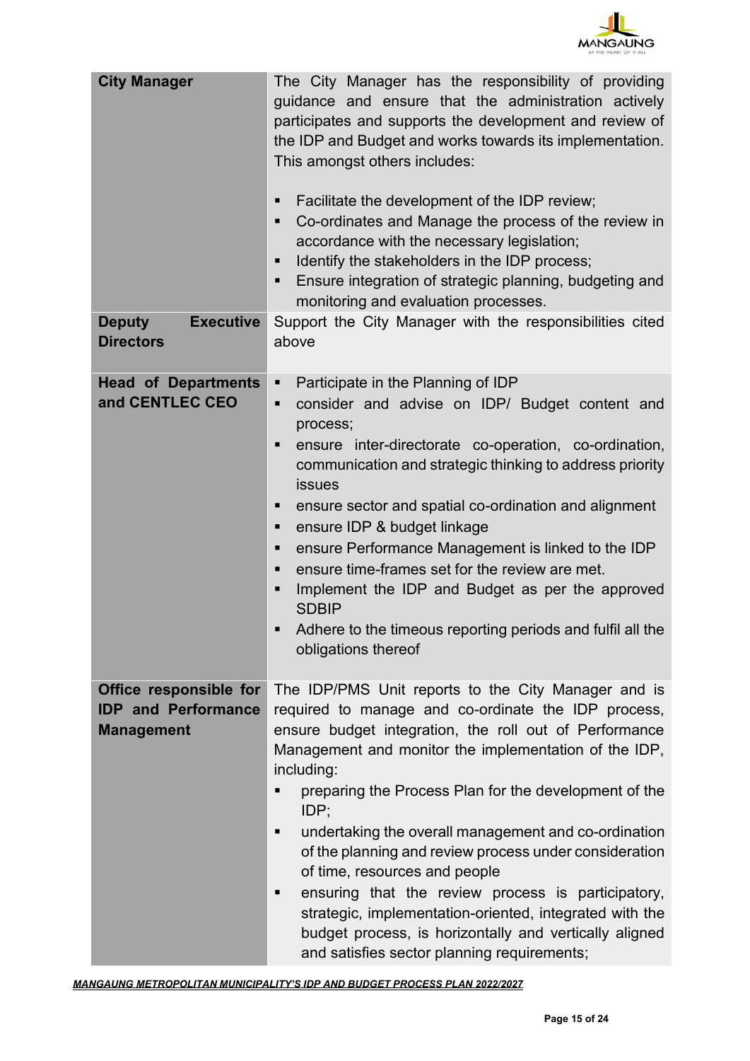| | |
|---|---|
| **City Manager** | The City Manager has the responsibility of providing guidance and ensure that the administration actively participates and supports the development and review of the IDP and Budget and works towards its implementation. This amongst others includes:<br><br>▪ Facilitate the development of the IDP review;<br>▪ Co-ordinates and Manage the process of the review in accordance with the necessary legislation;<br>▪ Identify the stakeholders in the IDP process;<br>▪ Ensure integration of strategic planning, budgeting and monitoring and evaluation processes. |
| **Deputy Executive Directors** | Support the City Manager with the responsibilities cited above |
| **Head of Departments and CENTLEC CEO** | ▪ Participate in the Planning of IDP<br>▪ consider and advise on IDP/ Budget content and process;<br>▪ ensure inter-directorate co-operation, co-ordination, communication and strategic thinking to address priority issues<br>▪ ensure sector and spatial co-ordination and alignment<br>▪ ensure IDP & budget linkage<br>▪ ensure Performance Management is linked to the IDP<br>▪ ensure time-frames set for the review are met.<br>▪ Implement the IDP and Budget as per the approved SDBIP<br>▪ Adhere to the timeous reporting periods and fulfil all the obligations thereof |
| **Office responsible for IDP and Performance Management** | The IDP/PMS Unit reports to the City Manager and is required to manage and co-ordinate the IDP process, ensure budget integration, the roll out of Performance Management and monitor the implementation of the IDP, including:<br>▪ preparing the Process Plan for the development of the IDP;<br>▪ undertaking the overall management and co-ordination of the planning and review process under consideration of time, resources and people<br>▪ ensuring that the review process is participatory, strategic, implementation-oriented, integrated with the budget process, is horizontally and vertically aligned and satisfies sector planning requirements; |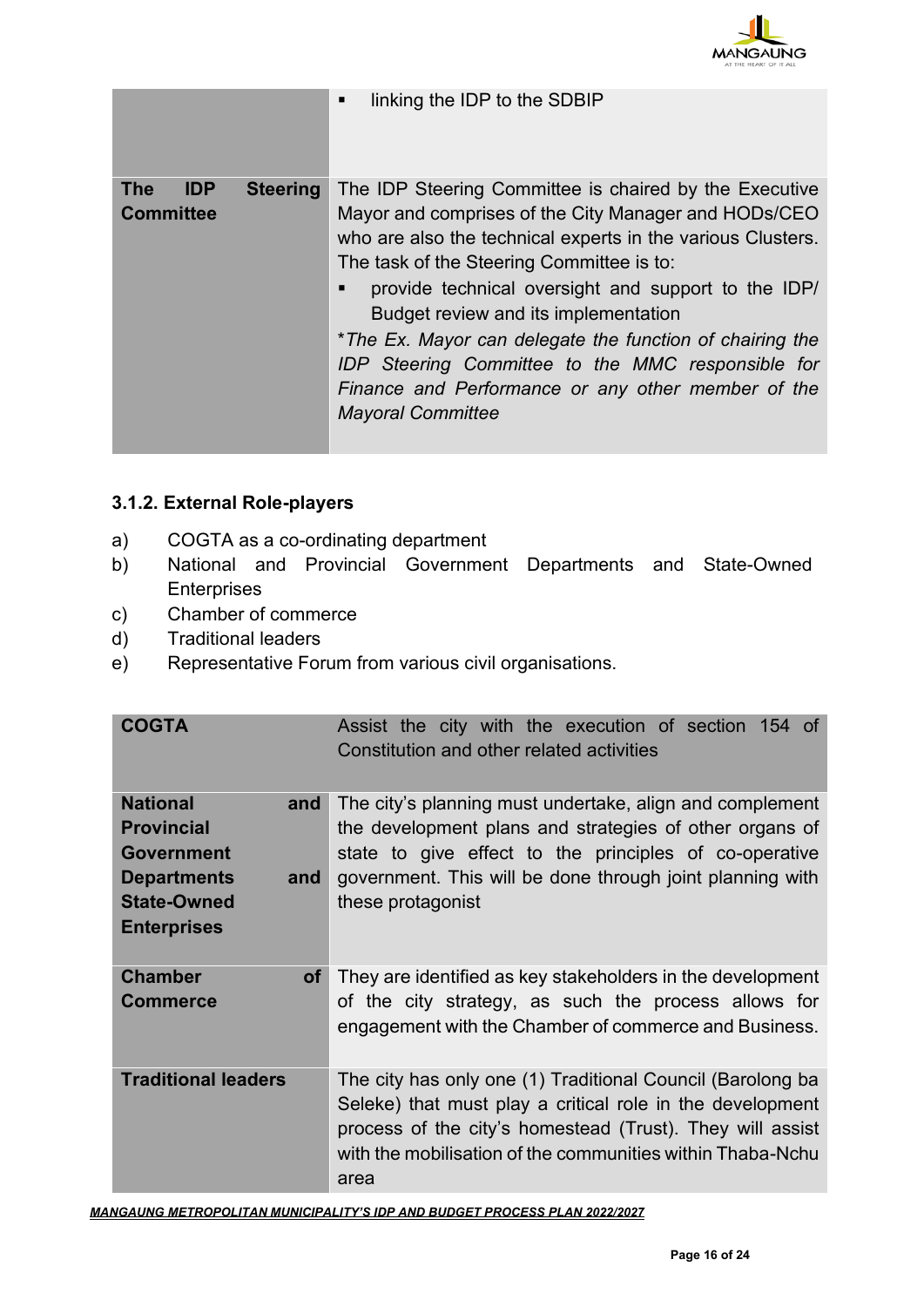| | |
|---|---|
| | ▪ linking the IDP to the SDBIP |
| **The IDP Steering Committee** | The IDP Steering Committee is chaired by the Executive Mayor and comprises of the City Manager and HODs/CEO who are also the technical experts in the various Clusters. The task of the Steering Committee is to: <br> ▪ provide technical oversight and support to the IDP/ Budget review and its implementation <br> \**The Ex. Mayor can delegate the function of chairing the IDP Steering Committee to the MMC responsible for Finance and Performance or any other member of the Mayoral Committee* |

### 3.1.2. External Role-players

a) COGTA as a co-ordinating department
b) National and Provincial Government Departments and State-Owned Enterprises
c) Chamber of commerce
d) Traditional leaders
e) Representative Forum from various civil organisations.

| | |
|---|---|
| **COGTA** | Assist the city with the execution of section 154 of Constitution and other related activities |
| **National and Provincial Government Departments and State-Owned Enterprises** | The city's planning must undertake, align and complement the development plans and strategies of other organs of state to give effect to the principles of co-operative government. This will be done through joint planning with these protagonist |
| **Chamber of Commerce** | They are identified as key stakeholders in the development of the city strategy, as such the process allows for engagement with the Chamber of commerce and Business. |
| **Traditional leaders** | The city has only one (1) Traditional Council (Barolong ba Seleke) that must play a critical role in the development process of the city's homestead (Trust). They will assist with the mobilisation of the communities within Thaba-Nchu area |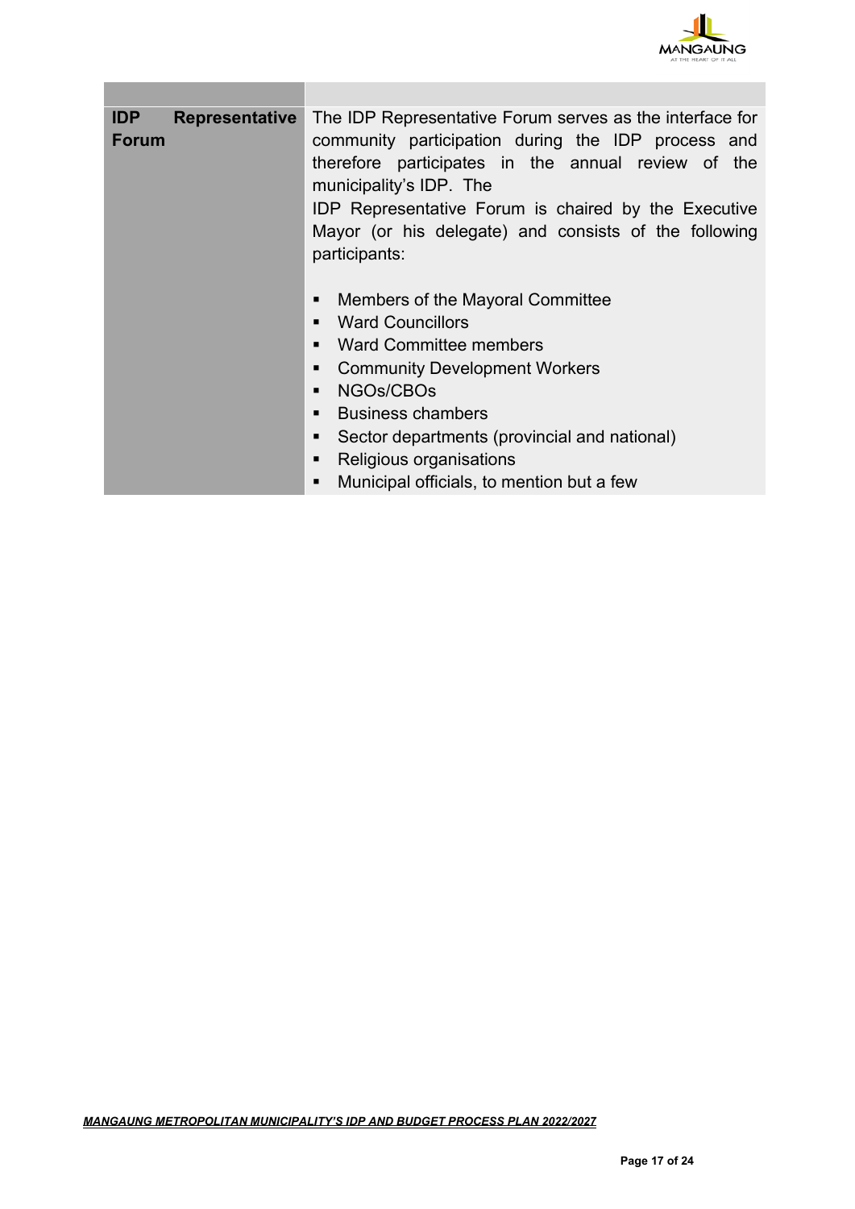| | |
|---|---|
| **IDP Representative Forum** | The IDP Representative Forum serves as the interface for community participation during the IDP process and therefore participates in the annual review of the municipality's IDP. The IDP Representative Forum is chaired by the Executive Mayor (or his delegate) and consists of the following participants:<br><br>▪ Members of the Mayoral Committee<br>▪ Ward Councillors<br>▪ Ward Committee members<br>▪ Community Development Workers<br>▪ NGOs/CBOs<br>▪ Business chambers<br>▪ Sector departments (provincial and national)<br>▪ Religious organisations<br>▪ Municipal officials, to mention but a few |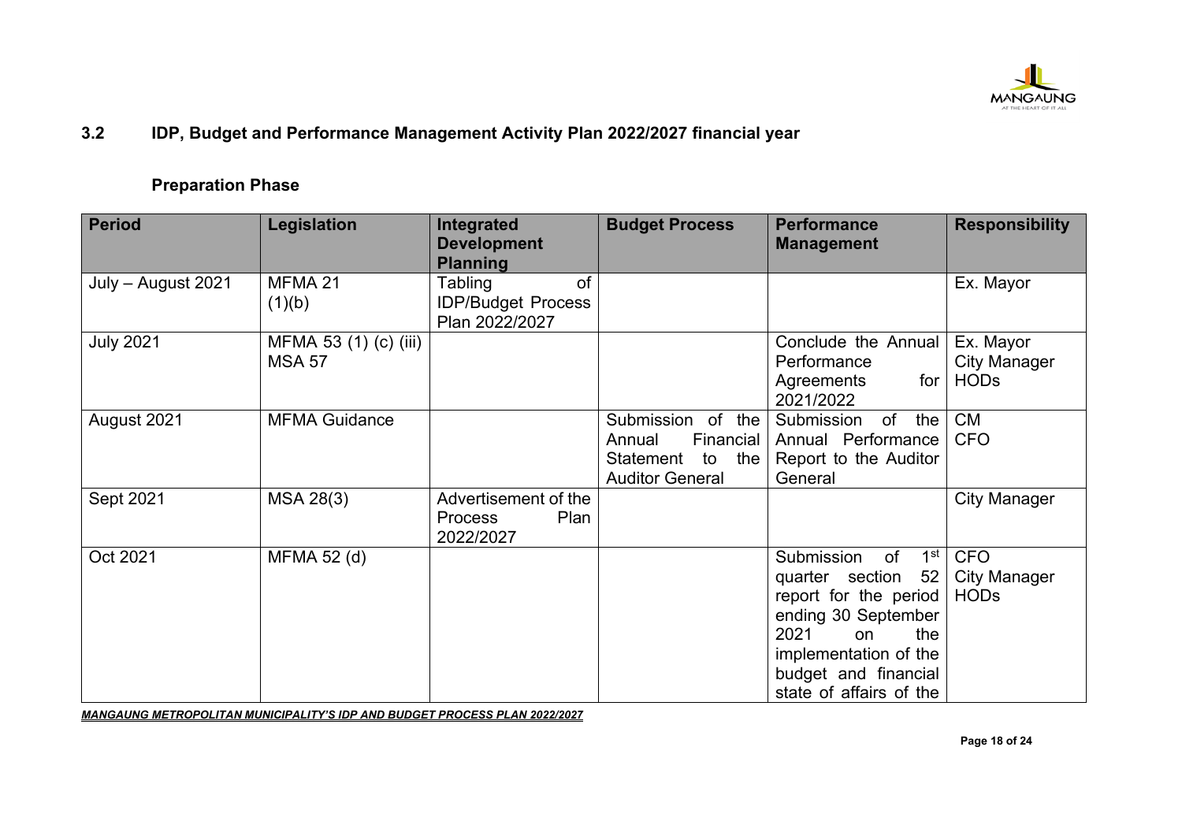## 3.2 IDP, Budget and Performance Management Activity Plan 2022/2027 financial year

### Preparation Phase

| Period | Legislation | Integrated Development Planning | Budget Process | Performance Management | Responsibility |
|---|---|---|---|---|---|
| July – August 2021 | MFMA 21 (1)(b) | Tabling of IDP/Budget Process Plan 2022/2027 | | | Ex. Mayor |
| July 2021 | MFMA 53 (1) (c) (iii) MSA 57 | | | Conclude the Annual Performance Agreements for 2021/2022 | Ex. Mayor City Manager HODs |
| August 2021 | MFMA Guidance | | Submission of the Annual Financial Statement to the Auditor General | Submission of the Annual Performance Report to the Auditor General | CM CFO |
| Sept 2021 | MSA 28(3) | Advertisement of the Process Plan 2022/2027 | | | City Manager |
| Oct 2021 | MFMA 52 (d) | | | Submission of 1st quarter section 52 report for the period ending 30 September 2021 on the implementation of the budget and financial state of affairs of the | CFO City Manager HODs |

***MANGAUNG METROPOLITAN MUNICIPALITY'S IDP AND BUDGET PROCESS PLAN 2022/2027***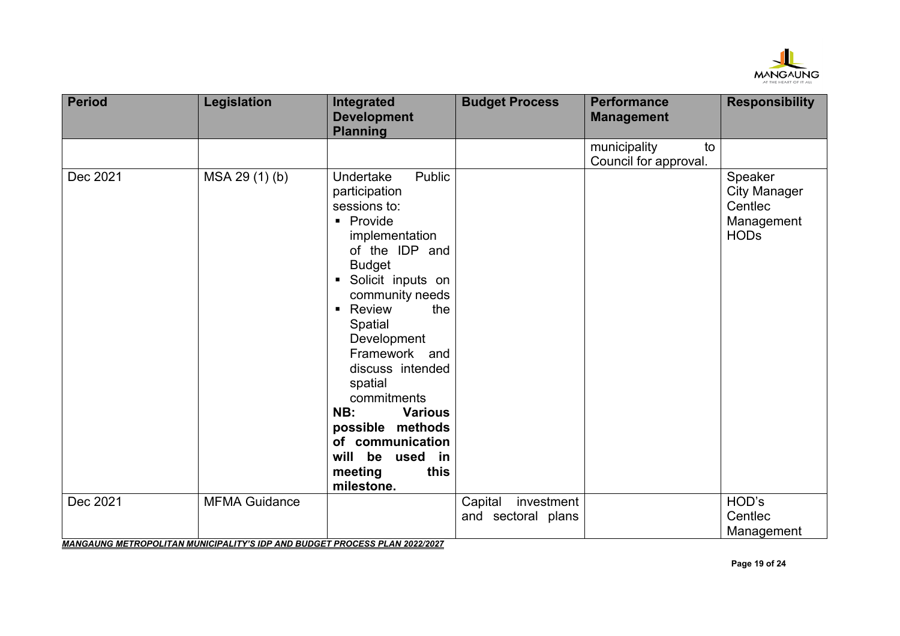| Period | Legislation | Integrated Development Planning | Budget Process | Performance Management | Responsibility |
|---|---|---|---|---|---|
| | | | | municipality to Council for approval. | |
| Dec 2021 | MSA 29 (1) (b) | Undertake Public participation sessions to: <br>▪ Provide implementation of the IDP and Budget <br>▪ Solicit inputs on community needs <br>▪ Review the Spatial Development Framework and discuss intended spatial commitments <br>**NB: Various possible methods of communication will be used in meeting this milestone.** | | | Speaker <br>City Manager <br>Centlec Management <br>HODs |
| Dec 2021 | MFMA Guidance | | Capital investment and sectoral plans | | HOD's <br>Centlec Management |

***MANGAUNG METROPOLITAN MUNICIPALITY'S IDP AND BUDGET PROCESS PLAN 2022/2027***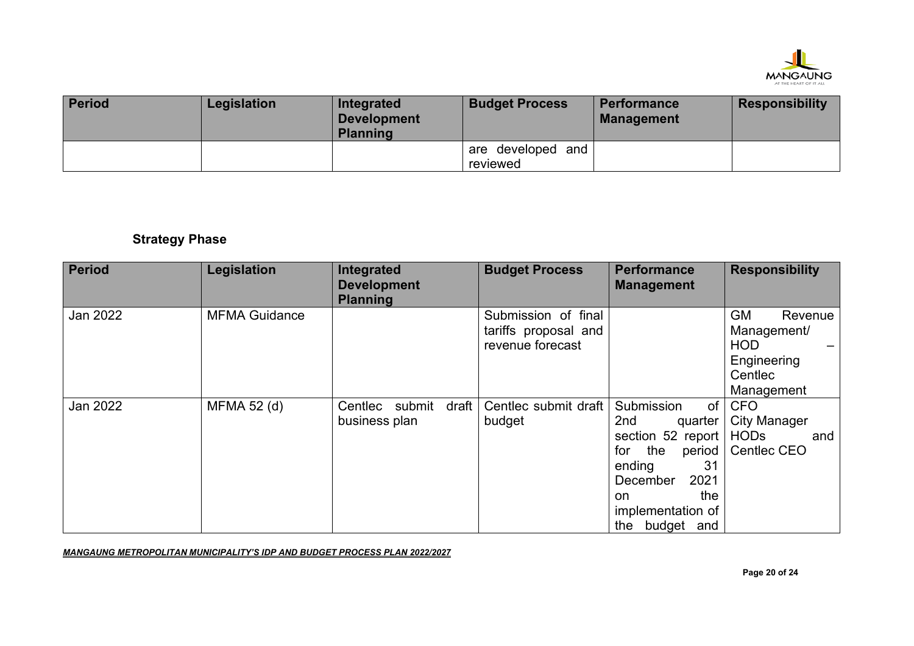| Period | Legislation | Integrated Development Planning | Budget Process | Performance Management | Responsibility |
|---|---|---|---|---|---|
| | | | are developed and reviewed | | |

### Strategy Phase

| Period | Legislation | Integrated Development Planning | Budget Process | Performance Management | Responsibility |
|---|---|---|---|---|---|
| Jan 2022 | MFMA Guidance | | Submission of final tariffs proposal and revenue forecast | | GM Revenue Management/ HOD – Engineering Centlec Management |
| Jan 2022 | MFMA 52 (d) | Centlec submit draft business plan | Centlec submit draft budget | Submission of 2nd quarter section 52 report for the period ending 31 December 2021 on the implementation of the budget and | CFO City Manager HODs and Centlec CEO |

*MANGAUNG METROPOLITAN MUNICIPALITY'S IDP AND BUDGET PROCESS PLAN 2022/2027*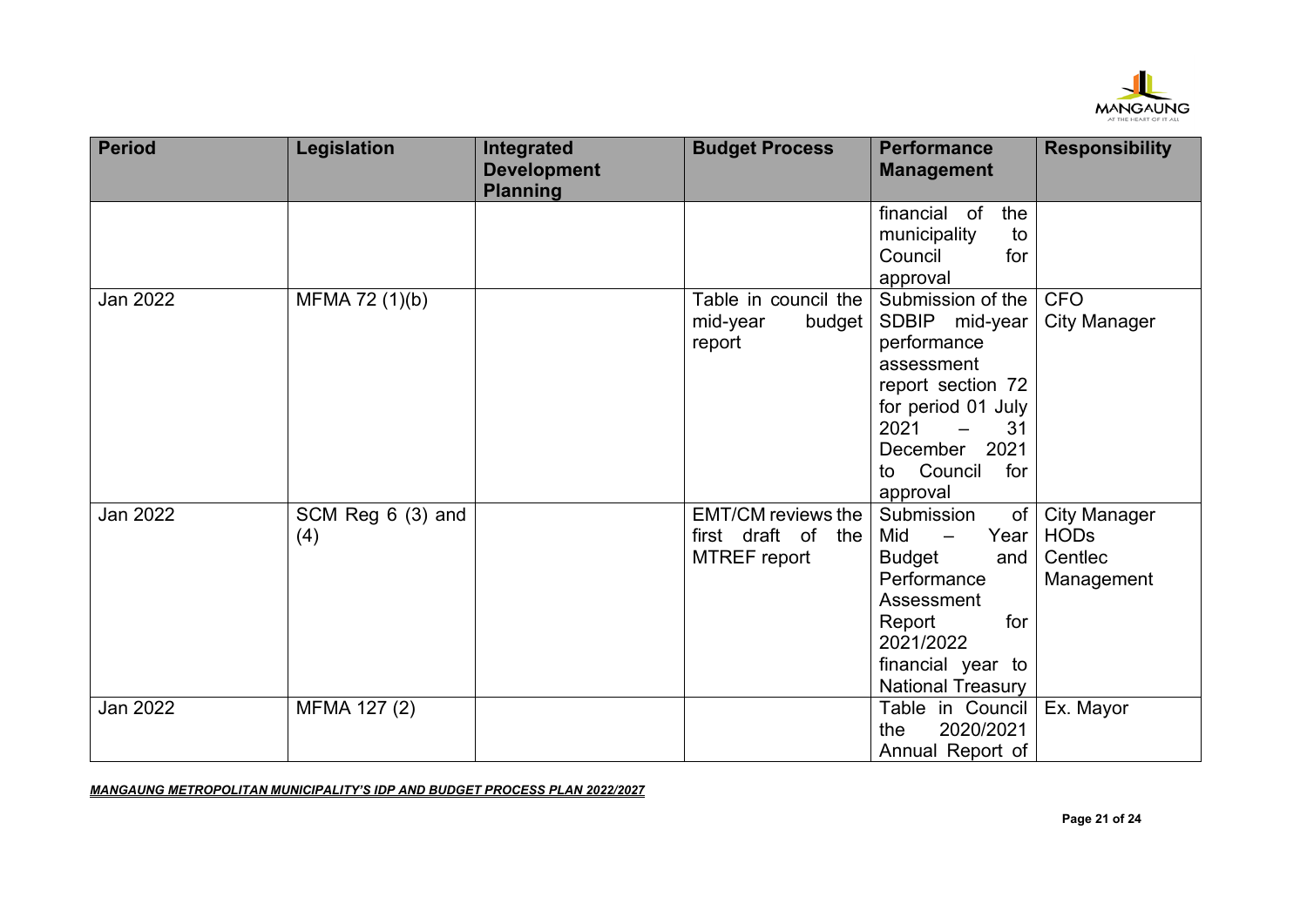| Period | Legislation | Integrated Development Planning | Budget Process | Performance Management | Responsibility |
|---|---|---|---|---|---|
| | | | | financial of the municipality to Council for approval | |
| Jan 2022 | MFMA 72 (1)(b) | | Table in council the mid-year budget report | Submission of the SDBIP mid-year performance assessment report section 72 for period 01 July 2021 – 31 December 2021 to Council for approval | CFO<br>City Manager |
| Jan 2022 | SCM Reg 6 (3) and (4) | | EMT/CM reviews the first draft of the MTREF report | Submission of Mid – Year Budget and Performance Assessment Report for 2021/2022 financial year to National Treasury | City Manager<br>HODs<br>Centlec Management |
| Jan 2022 | MFMA 127 (2) | | | Table in Council the 2020/2021 Annual Report of | Ex. Mayor |

***MANGAUNG METROPOLITAN MUNICIPALITY'S IDP AND BUDGET PROCESS PLAN 2022/2027***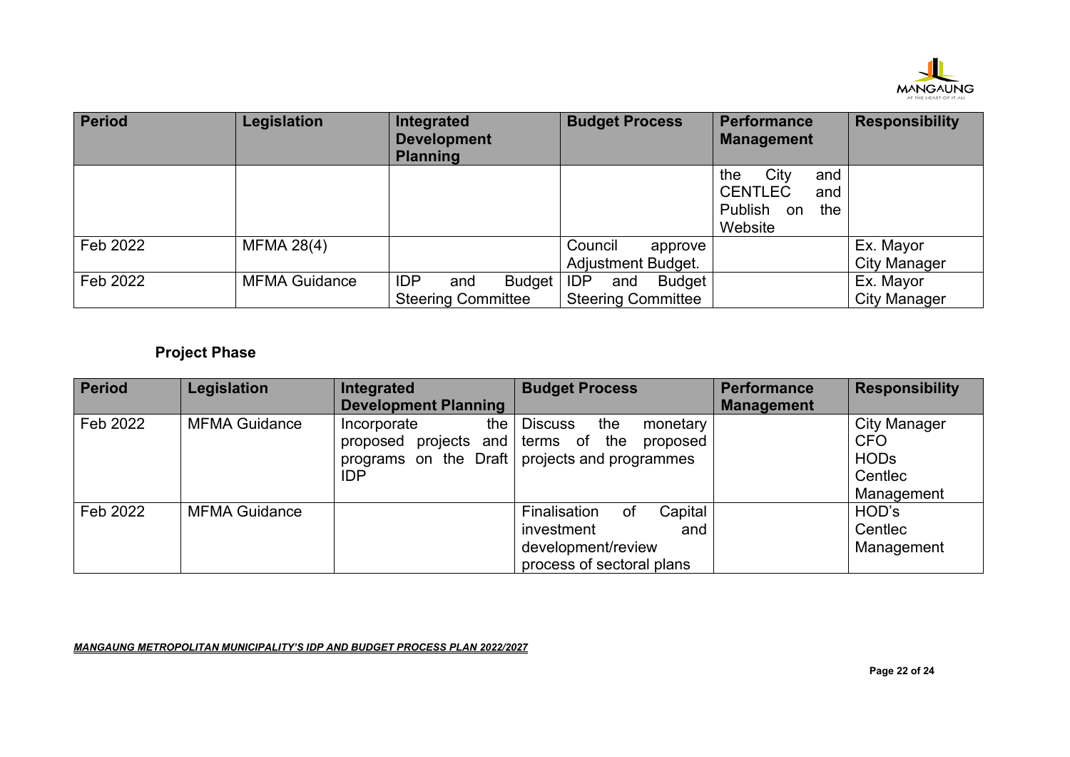| Period | Legislation | Integrated Development Planning | Budget Process | Performance Management | Responsibility |
|---|---|---|---|---|---|
| | | | | the City and CENTLEC and Publish on the Website | |
| Feb 2022 | MFMA 28(4) | | Council approve Adjustment Budget. | | Ex. Mayor City Manager |
| Feb 2022 | MFMA Guidance | IDP and Budget Steering Committee | IDP and Budget Steering Committee | | Ex. Mayor City Manager |

## Project Phase

| Period | Legislation | Integrated Development Planning | Budget Process | Performance Management | Responsibility |
|---|---|---|---|---|---|
| Feb 2022 | MFMA Guidance | Incorporate the proposed projects and programs on the Draft IDP | Discuss the monetary terms of the proposed projects and programmes | | City Manager CFO HODs Centlec Management |
| Feb 2022 | MFMA Guidance | | Finalisation of Capital investment and development/review process of sectoral plans | | HOD's Centlec Management |

***MANGAUNG METROPOLITAN MUNICIPALITY'S IDP AND BUDGET PROCESS PLAN 2022/2027***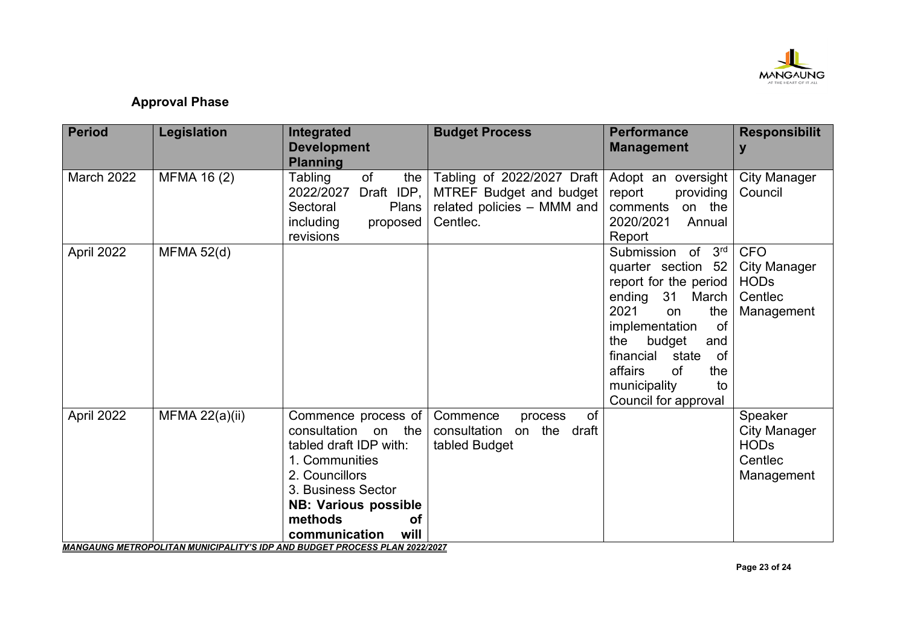### Approval Phase

| Period | Legislation | Integrated Development Planning | Budget Process | Performance Management | Responsibility |
|---|---|---|---|---|---|
| March 2022 | MFMA 16 (2) | Tabling of the 2022/2027 Draft IDP, Sectoral Plans including proposed revisions | Tabling of 2022/2027 Draft MTREF Budget and budget related policies – MMM and Centlec. | Adopt an oversight report providing comments on the 2020/2021 Annual Report | City Manager<br>Council |
| April 2022 | MFMA 52(d) | | | Submission of 3rd quarter section 52 report for the period ending 31 March 2021 on the implementation of the budget and financial state of affairs of the municipality to Council for approval | CFO<br>City Manager<br>HODs<br>Centlec<br>Management |
| April 2022 | MFMA 22(a)(ii) | Commence process of consultation on the tabled draft IDP with:<br>1. Communities<br>2. Councillors<br>3. Business Sector<br>**NB: Various possible methods of communication will** | Commence process of consultation on the draft tabled Budget | | Speaker<br>City Manager<br>HODs<br>Centlec<br>Management |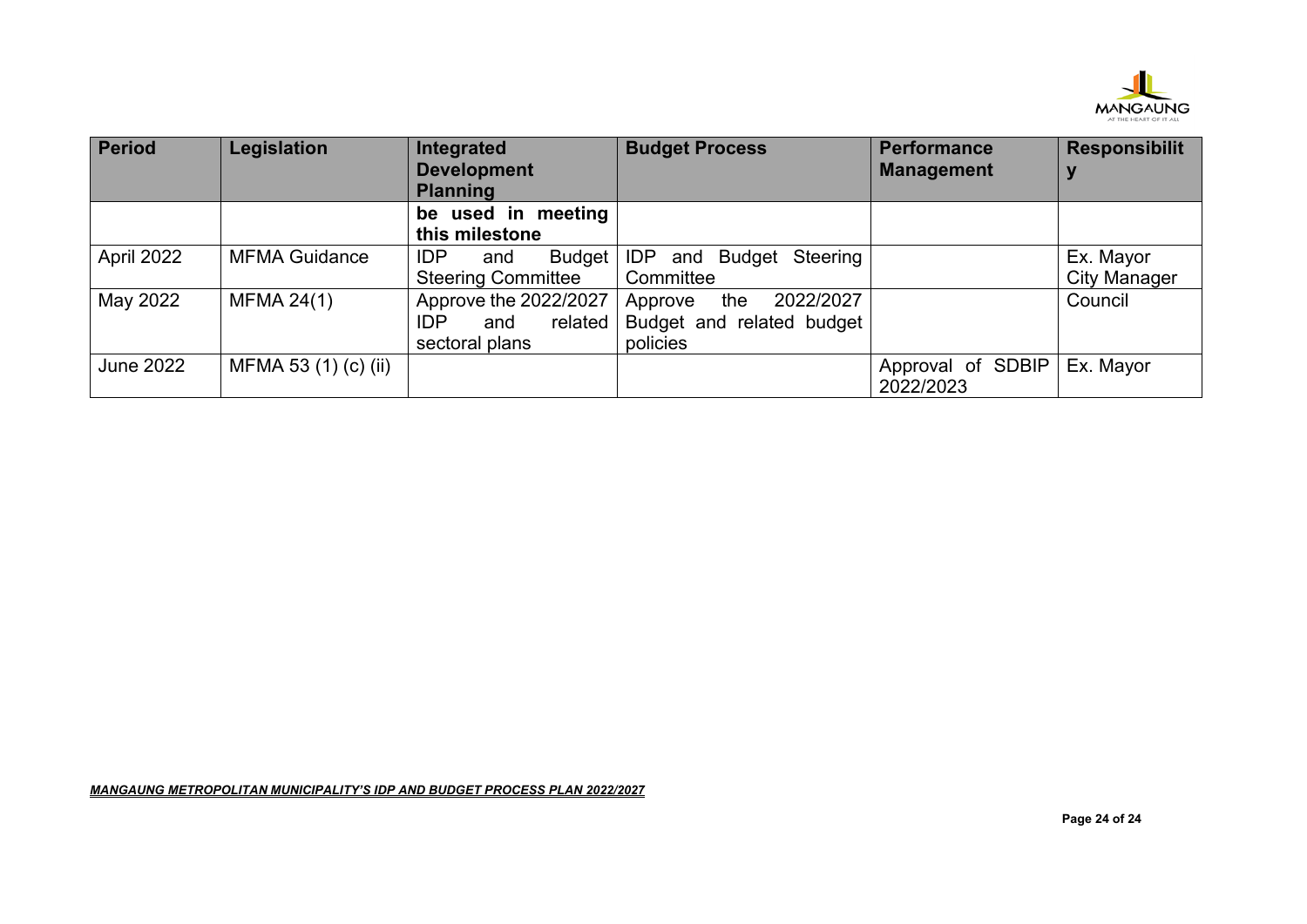| Period | Legislation | Integrated Development Planning | Budget Process | Performance Management | Responsibility |
|---|---|---|---|---|---|
| | | **be used in meeting this milestone** | | | |
| April 2022 | MFMA Guidance | IDP and Budget Steering Committee | IDP and Budget Steering Committee | | Ex. Mayor City Manager |
| May 2022 | MFMA 24(1) | Approve the 2022/2027 IDP and related sectoral plans | Approve the 2022/2027 Budget and related budget policies | | Council |
| June 2022 | MFMA 53 (1) (c) (ii) | | | Approval of SDBIP 2022/2023 | Ex. Mayor |